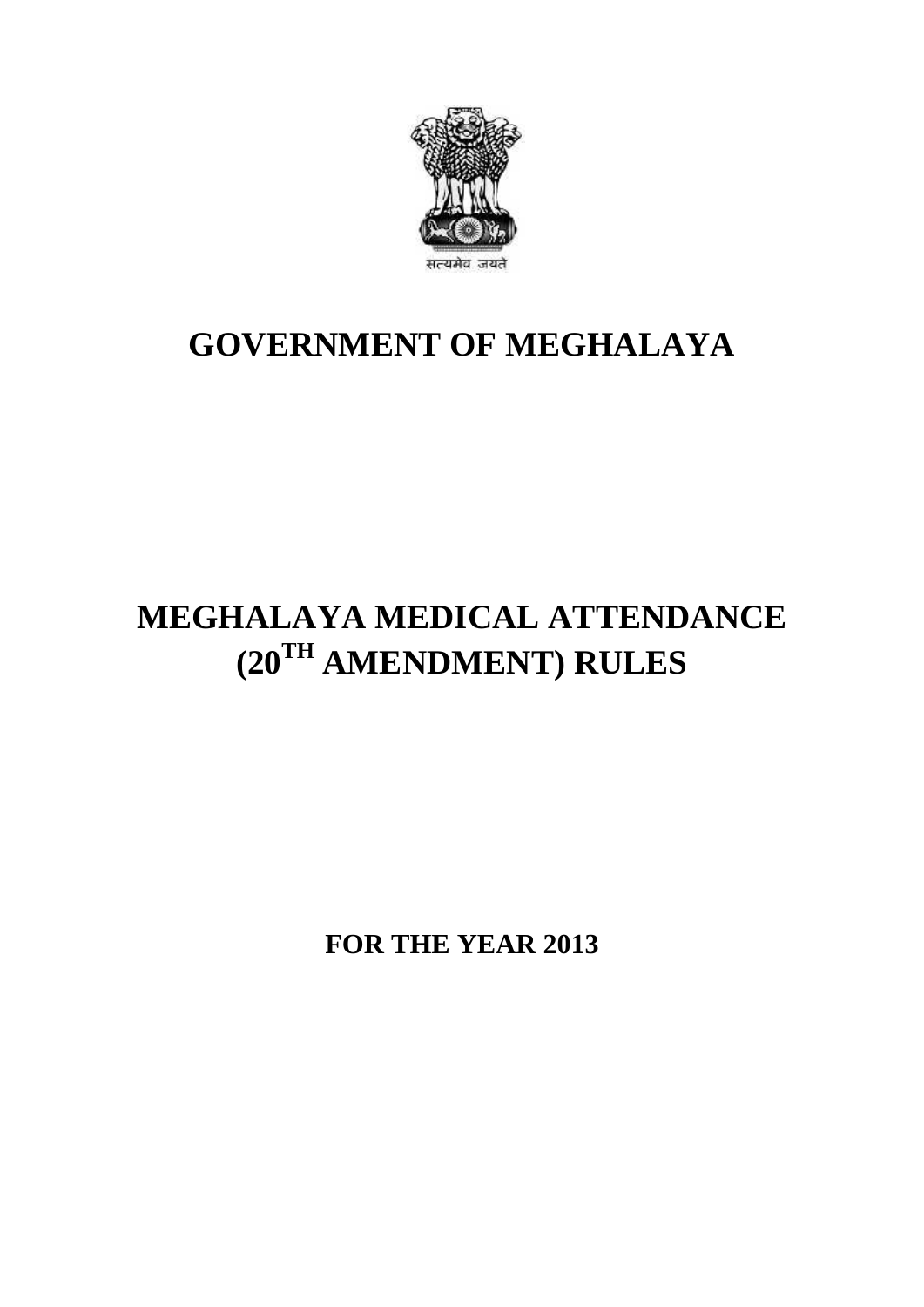सत्यमेव जयते

# GOVERNMENT OF MEGHALAYA

# MEGHALAYA MEDICAL ATTENDANCE (20TH AMENDMENT) RULES

**FOR THE YEAR 2013**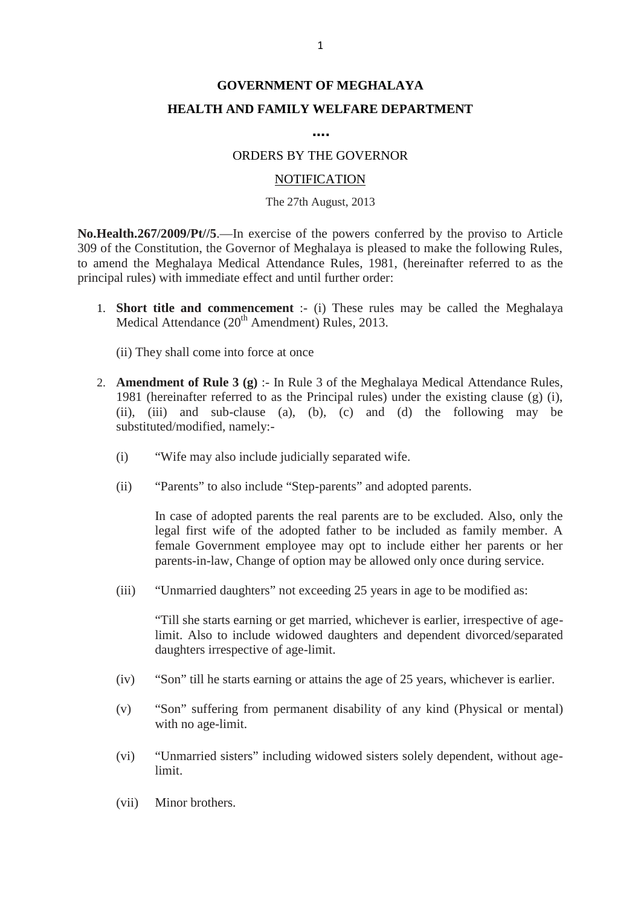**GOVERNMENT OF MEGHALAYA**

**HEALTH AND FAMILY WELFARE DEPARTMENT**

**....**

ORDERS BY THE GOVERNOR

NOTIFICATION

The 27th August, 2013

**No.Health.267/2009/Pt//5**.—In exercise of the powers conferred by the proviso to Article 309 of the Constitution, the Governor of Meghalaya is pleased to make the following Rules, to amend the Meghalaya Medical Attendance Rules, 1981, (hereinafter referred to as the principal rules) with immediate effect and until further order:

1. **Short title and commencement** :- (i) These rules may be called the Meghalaya Medical Attendance (20th Amendment) Rules, 2013.

   (ii) They shall come into force at once

2. **Amendment of Rule 3 (g)** :- In Rule 3 of the Meghalaya Medical Attendance Rules, 1981 (hereinafter referred to as the Principal rules) under the existing clause (g) (i), (ii), (iii) and sub-clause (a), (b), (c) and (d) the following may be substituted/modified, namely:-

   (i) "Wife may also include judicially separated wife.

   (ii) "Parents" to also include "Step-parents" and adopted parents.

   In case of adopted parents the real parents are to be excluded. Also, only the legal first wife of the adopted father to be included as family member. A female Government employee may opt to include either her parents or her parents-in-law, Change of option may be allowed only once during service.

   (iii) "Unmarried daughters" not exceeding 25 years in age to be modified as:

   "Till she starts earning or get married, whichever is earlier, irrespective of age-limit. Also to include widowed daughters and dependent divorced/separated daughters irrespective of age-limit.

   (iv) "Son" till he starts earning or attains the age of 25 years, whichever is earlier.

   (v) "Son" suffering from permanent disability of any kind (Physical or mental) with no age-limit.

   (vi) "Unmarried sisters" including widowed sisters solely dependent, without age-limit.

   (vii) Minor brothers.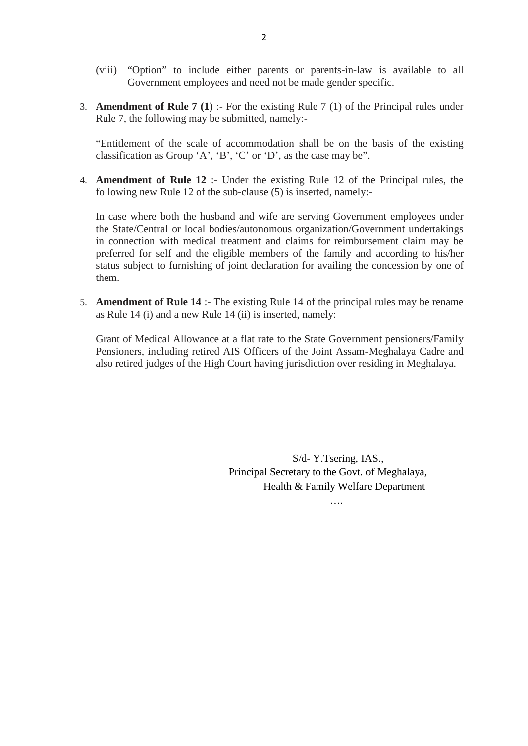(viii) "Option" to include either parents or parents-in-law is available to all Government employees and need not be made gender specific.

3. **Amendment of Rule 7 (1)** :- For the existing Rule 7 (1) of the Principal rules under Rule 7, the following may be submitted, namely:-

   "Entitlement of the scale of accommodation shall be on the basis of the existing classification as Group 'A', 'B', 'C' or 'D', as the case may be".

4. **Amendment of Rule 12** :- Under the existing Rule 12 of the Principal rules, the following new Rule 12 of the sub-clause (5) is inserted, namely:-

   In case where both the husband and wife are serving Government employees under the State/Central or local bodies/autonomous organization/Government undertakings in connection with medical treatment and claims for reimbursement claim may be preferred for self and the eligible members of the family and according to his/her status subject to furnishing of joint declaration for availing the concession by one of them.

5. **Amendment of Rule 14** :- The existing Rule 14 of the principal rules may be rename as Rule 14 (i) and a new Rule 14 (ii) is inserted, namely:

   Grant of Medical Allowance at a flat rate to the State Government pensioners/Family Pensioners, including retired AIS Officers of the Joint Assam-Meghalaya Cadre and also retired judges of the High Court having jurisdiction over residing in Meghalaya.

S/d- Y.Tsering, IAS.,
Principal Secretary to the Govt. of Meghalaya,
Health & Family Welfare Department

….